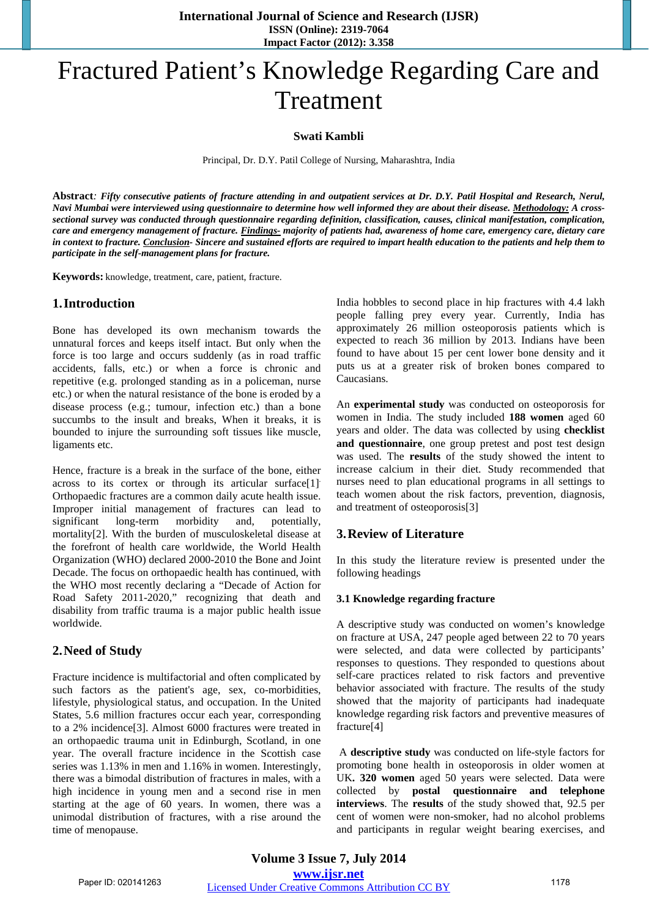# Fractured Patient's Knowledge Regarding Care and Treatment

**Swati Kambli**

Principal, Dr. D.Y. Patil College of Nursing, Maharashtra, India

**Abstract**: ***Fifty consecutive patients of fracture attending in and outpatient services at Dr. D.Y. Patil Hospital and Research, Nerul, Navi Mumbai were interviewed using questionnaire to determine how well informed they are about their disease. Methodology: A cross-sectional survey was conducted through questionnaire regarding definition, classification, causes, clinical manifestation, complication, care and emergency management of fracture. Findings- majority of patients had, awareness of home care, emergency care, dietary care in context to fracture. Conclusion- Sincere and sustained efforts are required to impart health education to the patients and help them to participate in the self-management plans for fracture.***

**Keywords:** knowledge, treatment, care, patient, fracture.

## 1. Introduction

Bone has developed its own mechanism towards the unnatural forces and keeps itself intact. But only when the force is too large and occurs suddenly (as in road traffic accidents, falls, etc.) or when a force is chronic and repetitive (e.g. prolonged standing as in a policeman, nurse etc.) or when the natural resistance of the bone is eroded by a disease process (e.g.; tumour, infection etc.) than a bone succumbs to the insult and breaks, When it breaks, it is bounded to injure the surrounding soft tissues like muscle, ligaments etc.

Hence, fracture is a break in the surface of the bone, either across to its cortex or through its articular surface[1]. Orthopaedic fractures are a common daily acute health issue. Improper initial management of fractures can lead to significant long-term morbidity and, potentially, mortality[2]. With the burden of musculoskeletal disease at the forefront of health care worldwide, the World Health Organization (WHO) declared 2000-2010 the Bone and Joint Decade. The focus on orthopaedic health has continued, with the WHO most recently declaring a "Decade of Action for Road Safety 2011-2020," recognizing that death and disability from traffic trauma is a major public health issue worldwide.

## 2. Need of Study

Fracture incidence is multifactorial and often complicated by such factors as the patient's age, sex, co-morbidities, lifestyle, physiological status, and occupation. In the United States, 5.6 million fractures occur each year, corresponding to a 2% incidence[3]. Almost 6000 fractures were treated in an orthopaedic trauma unit in Edinburgh, Scotland, in one year. The overall fracture incidence in the Scottish case series was 1.13% in men and 1.16% in women. Interestingly, there was a bimodal distribution of fractures in males, with a high incidence in young men and a second rise in men starting at the age of 60 years. In women, there was a unimodal distribution of fractures, with a rise around the time of menopause.

India hobbles to second place in hip fractures with 4.4 lakh people falling prey every year. Currently, India has approximately 26 million osteoporosis patients which is expected to reach 36 million by 2013. Indians have been found to have about 15 per cent lower bone density and it puts us at a greater risk of broken bones compared to Caucasians.

An **experimental study** was conducted on osteoporosis for women in India. The study included **188 women** aged 60 years and older. The data was collected by using **checklist and questionnaire**, one group pretest and post test design was used. The **results** of the study showed the intent to increase calcium in their diet. Study recommended that nurses need to plan educational programs in all settings to teach women about the risk factors, prevention, diagnosis, and treatment of osteoporosis[3]

## 3. Review of Literature

In this study the literature review is presented under the following headings

### 3.1 Knowledge regarding fracture

A descriptive study was conducted on women's knowledge on fracture at USA, 247 people aged between 22 to 70 years were selected, and data were collected by participants' responses to questions. They responded to questions about self-care practices related to risk factors and preventive behavior associated with fracture. The results of the study showed that the majority of participants had inadequate knowledge regarding risk factors and preventive measures of fracture[4]

A **descriptive study** was conducted on life-style factors for promoting bone health in osteoporosis in older women at UK**. 320 women** aged 50 years were selected. Data were collected by **postal questionnaire and telephone interviews**. The **results** of the study showed that, 92.5 per cent of women were non-smoker, had no alcohol problems and participants in regular weight bearing exercises, and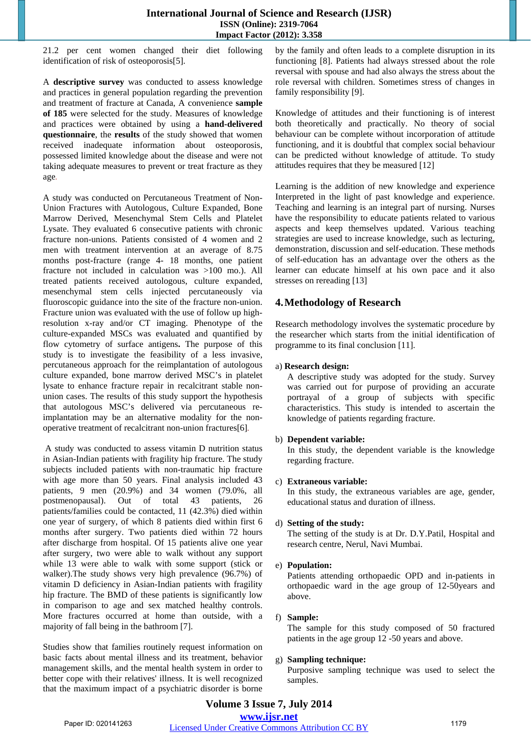21.2 per cent women changed their diet following identification of risk of osteoporosis[5].

A **descriptive survey** was conducted to assess knowledge and practices in general population regarding the prevention and treatment of fracture at Canada, A convenience **sample of 185** were selected for the study. Measures of knowledge and practices were obtained by using a **hand-delivered questionnaire**, the **results** of the study showed that women received inadequate information about osteoporosis, possessed limited knowledge about the disease and were not taking adequate measures to prevent or treat fracture as they age.

A study was conducted on Percutaneous Treatment of Non-Union Fractures with Autologous, Culture Expanded, Bone Marrow Derived, Mesenchymal Stem Cells and Platelet Lysate. They evaluated 6 consecutive patients with chronic fracture non-unions. Patients consisted of 4 women and 2 men with treatment intervention at an average of 8.75 months post-fracture (range 4- 18 months, one patient fracture not included in calculation was >100 mo.). All treated patients received autologous, culture expanded, mesenchymal stem cells injected percutaneously via fluoroscopic guidance into the site of the fracture non-union. Fracture union was evaluated with the use of follow up high-resolution x-ray and/or CT imaging. Phenotype of the culture-expanded MSCs was evaluated and quantified by flow cytometry of surface antigens**.** The purpose of this study is to investigate the feasibility of a less invasive, percutaneous approach for the reimplantation of autologous culture expanded, bone marrow derived MSC's in platelet lysate to enhance fracture repair in recalcitrant stable non-union cases. The results of this study support the hypothesis that autologous MSC's delivered via percutaneous re-implantation may be an alternative modality for the non-operative treatment of recalcitrant non-union fractures[6].

A study was conducted to assess vitamin D nutrition status in Asian-Indian patients with fragility hip fracture. The study subjects included patients with non-traumatic hip fracture with age more than 50 years. Final analysis included 43 patients, 9 men (20.9%) and 34 women (79.0%, all postmenopausal). Out of total 43 patients, 26 patients/families could be contacted, 11 (42.3%) died within one year of surgery, of which 8 patients died within first 6 months after surgery. Two patients died within 72 hours after discharge from hospital. Of 15 patients alive one year after surgery, two were able to walk without any support while 13 were able to walk with some support (stick or walker).The study shows very high prevalence (96.7%) of vitamin D deficiency in Asian-Indian patients with fragility hip fracture. The BMD of these patients is significantly low in comparison to age and sex matched healthy controls. More fractures occurred at home than outside, with a majority of fall being in the bathroom [7].

Studies show that families routinely request information on basic facts about mental illness and its treatment, behavior management skills, and the mental health system in order to better cope with their relatives' illness. It is well recognized that the maximum impact of a psychiatric disorder is borne by the family and often leads to a complete disruption in its functioning [8]. Patients had always stressed about the role reversal with spouse and had also always the stress about the role reversal with children. Sometimes stress of changes in family responsibility [9].

Knowledge of attitudes and their functioning is of interest both theoretically and practically. No theory of social behaviour can be complete without incorporation of attitude functioning, and it is doubtful that complex social behaviour can be predicted without knowledge of attitude. To study attitudes requires that they be measured [12]

Learning is the addition of new knowledge and experience Interpreted in the light of past knowledge and experience. Teaching and learning is an integral part of nursing. Nurses have the responsibility to educate patients related to various aspects and keep themselves updated. Various teaching strategies are used to increase knowledge, such as lecturing, demonstration, discussion and self-education. These methods of self-education has an advantage over the others as the learner can educate himself at his own pace and it also stresses on rereading [13]

## 4. Methodology of Research

Research methodology involves the systematic procedure by the researcher which starts from the initial identification of programme to its final conclusion [11].

a) **Research design:**
A descriptive study was adopted for the study. Survey was carried out for purpose of providing an accurate portrayal of a group of subjects with specific characteristics. This study is intended to ascertain the knowledge of patients regarding fracture.

b) **Dependent variable:**
In this study, the dependent variable is the knowledge regarding fracture.

c) **Extraneous variable:**
In this study, the extraneous variables are age, gender, educational status and duration of illness.

d) **Setting of the study:**
The setting of the study is at Dr. D.Y.Patil, Hospital and research centre, Nerul, Navi Mumbai.

e) **Population:**
Patients attending orthopaedic OPD and in-patients in orthopaedic ward in the age group of 12-50years and above.

f) **Sample:**
The sample for this study composed of 50 fractured patients in the age group 12 -50 years and above.

g) **Sampling technique:**
Purposive sampling technique was used to select the samples.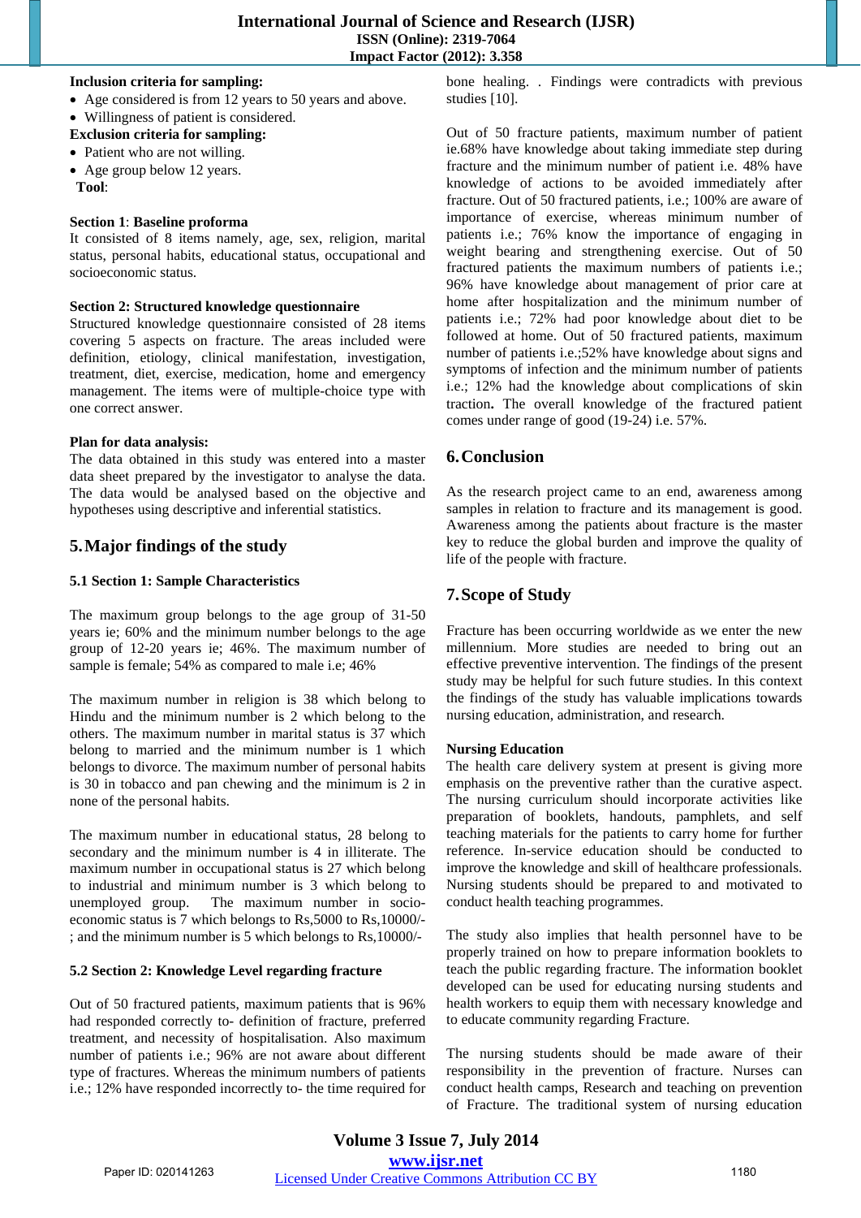**Inclusion criteria for sampling:**

- Age considered is from 12 years to 50 years and above.
- Willingness of patient is considered.

**Exclusion criteria for sampling:**

- Patient who are not willing.
- Age group below 12 years.

**Tool**:

**Section 1**: **Baseline proforma**

It consisted of 8 items namely, age, sex, religion, marital status, personal habits, educational status, occupational and socioeconomic status.

**Section 2: Structured knowledge questionnaire**

Structured knowledge questionnaire consisted of 28 items covering 5 aspects on fracture. The areas included were definition, etiology, clinical manifestation, investigation, treatment, diet, exercise, medication, home and emergency management. The items were of multiple-choice type with one correct answer.

**Plan for data analysis:**

The data obtained in this study was entered into a master data sheet prepared by the investigator to analyse the data. The data would be analysed based on the objective and hypotheses using descriptive and inferential statistics.

## 5. Major findings of the study

### 5.1 Section 1: Sample Characteristics

The maximum group belongs to the age group of 31-50 years ie; 60% and the minimum number belongs to the age group of 12-20 years ie; 46%. The maximum number of sample is female; 54% as compared to male i.e; 46%

The maximum number in religion is 38 which belong to Hindu and the minimum number is 2 which belong to the others. The maximum number in marital status is 37 which belong to married and the minimum number is 1 which belongs to divorce. The maximum number of personal habits is 30 in tobacco and pan chewing and the minimum is 2 in none of the personal habits.

The maximum number in educational status, 28 belong to secondary and the minimum number is 4 in illiterate. The maximum number in occupational status is 27 which belong to industrial and minimum number is 3 which belong to unemployed group. The maximum number in socio-economic status is 7 which belongs to Rs,5000 to Rs,10000/-; and the minimum number is 5 which belongs to Rs,10000/-

### 5.2 Section 2: Knowledge Level regarding fracture

Out of 50 fractured patients, maximum patients that is 96% had responded correctly to- definition of fracture, preferred treatment, and necessity of hospitalisation. Also maximum number of patients i.e.; 96% are not aware about different type of fractures. Whereas the minimum numbers of patients i.e.; 12% have responded incorrectly to- the time required for bone healing. . Findings were contradicts with previous studies [10].

Out of 50 fracture patients, maximum number of patient ie.68% have knowledge about taking immediate step during fracture and the minimum number of patient i.e. 48% have knowledge of actions to be avoided immediately after fracture. Out of 50 fractured patients, i.e.; 100% are aware of importance of exercise, whereas minimum number of patients i.e.; 76% know the importance of engaging in weight bearing and strengthening exercise. Out of 50 fractured patients the maximum numbers of patients i.e.; 96% have knowledge about management of prior care at home after hospitalization and the minimum number of patients i.e.; 72% had poor knowledge about diet to be followed at home. Out of 50 fractured patients, maximum number of patients i.e.;52% have knowledge about signs and symptoms of infection and the minimum number of patients i.e.; 12% had the knowledge about complications of skin traction**.** The overall knowledge of the fractured patient comes under range of good (19-24) i.e. 57%.

## 6. Conclusion

As the research project came to an end, awareness among samples in relation to fracture and its management is good. Awareness among the patients about fracture is the master key to reduce the global burden and improve the quality of life of the people with fracture.

## 7. Scope of Study

Fracture has been occurring worldwide as we enter the new millennium. More studies are needed to bring out an effective preventive intervention. The findings of the present study may be helpful for such future studies. In this context the findings of the study has valuable implications towards nursing education, administration, and research.

**Nursing Education**

The health care delivery system at present is giving more emphasis on the preventive rather than the curative aspect. The nursing curriculum should incorporate activities like preparation of booklets, handouts, pamphlets, and self teaching materials for the patients to carry home for further reference. In-service education should be conducted to improve the knowledge and skill of healthcare professionals. Nursing students should be prepared to and motivated to conduct health teaching programmes.

The study also implies that health personnel have to be properly trained on how to prepare information booklets to teach the public regarding fracture. The information booklet developed can be used for educating nursing students and health workers to equip them with necessary knowledge and to educate community regarding Fracture.

The nursing students should be made aware of their responsibility in the prevention of fracture. Nurses can conduct health camps, Research and teaching on prevention of Fracture. The traditional system of nursing education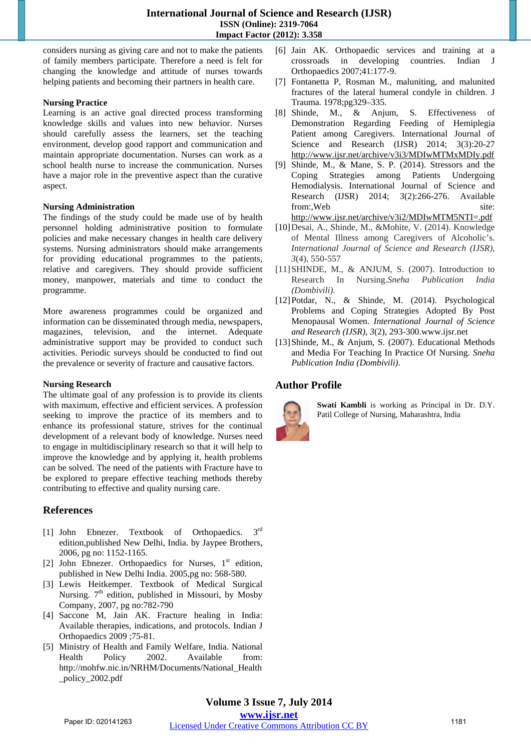considers nursing as giving care and not to make the patients of family members participate. Therefore a need is felt for changing the knowledge and attitude of nurses towards helping patients and becoming their partners in health care.

**Nursing Practice**

Learning is an active goal directed process transforming knowledge skills and values into new behavior. Nurses should carefully assess the learners, set the teaching environment, develop good rapport and communication and maintain appropriate documentation. Nurses can work as a school health nurse to increase the communication. Nurses have a major role in the preventive aspect than the curative aspect.

**Nursing Administration**

The findings of the study could be made use of by health personnel holding administrative position to formulate policies and make necessary changes in health care delivery systems. Nursing administrators should make arrangements for providing educational programmes to the patients, relative and caregivers. They should provide sufficient money, manpower, materials and time to conduct the programme.

More awareness programmes could be organized and information can be disseminated through media, newspapers, magazines, television, and the internet. Adequate administrative support may be provided to conduct such activities. Periodic surveys should be conducted to find out the prevalence or severity of fracture and causative factors.

**Nursing Research**

The ultimate goal of any profession is to provide its clients with maximum, effective and efficient services. A profession seeking to improve the practice of its members and to enhance its professional stature, strives for the continual development of a relevant body of knowledge. Nurses need to engage in multidisciplinary research so that it will help to improve the knowledge and by applying it, health problems can be solved. The need of the patients with Fracture have to be explored to prepare effective teaching methods thereby contributing to effective and quality nursing care.

## References

[1] John Ebnezer. Textbook of Orthopaedics. 3rd edition,published New Delhi, India. by Jaypee Brothers, 2006, pg no: 1152-1165.

[2] John Ebnezer. Orthopaedics for Nurses, 1st edition, published in New Delhi India. 2005,pg no: 568-580.

[3] Lewis Heitkemper. Textbook of Medical Surgical Nursing. 7th edition, published in Missouri, by Mosby Company, 2007, pg no:782-790

[4] Saccone M, Jain AK. Fracture healing in India: Available therapies, indications, and protocols. Indian J Orthopaedics 2009 ;75-81.

[5] Ministry of Health and Family Welfare, India. National Health Policy 2002. Available from: http://mohfw.nic.in/NRHM/Documents/National_Health_policy_2002.pdf

[6] Jain AK. Orthopaedic services and training at a crossroads in developing countries. Indian J Orthopaedics 2007;41:177-9.

[7] Fontanetta P, Rosman M., maluniting, and malunited fractures of the lateral humeral condyle in children. J Trauma. 1978;pg329–335.

[8] Shinde, M., & Anjum, S. Effectiveness of Demonstration Regarding Feeding of Hemiplegia Patient among Caregivers. International Journal of Science and Research (IJSR) 2014; 3(3):20-27 http://www.ijsr.net/archive/v3i3/MDIwMTMxMDIy.pdf

[9] Shinde, M., & Mane, S. P. (2014). Stressors and the Coping Strategies among Patients Undergoing Hemodialysis. International Journal of Science and Research (IJSR) 2014; 3(2):266-276. Available from:,Web site: http://www.ijsr.net/archive/v3i2/MDIwMTM5NTI=.pdf

[10] Desai, A., Shinde, M., &Mohite, V. (2014). Knowledge of Mental Illness among Caregivers of Alcoholic's. *International Journal of Science and Research (IJSR)*, *3*(4), 550-557

[11] SHINDE, M., & ANJUM, S. (2007). Introduction to Research In Nursing.*Sneha Publication India (Dombivili)*.

[12] Potdar, N., & Shinde, M. (2014). Psychological Problems and Coping Strategies Adopted By Post Menopausal Women. *International Journal of Science and Research (IJSR)*, *3*(2), 293-300.www.ijsr.net

[13] Shinde, M., & Anjum, S. (2007). Educational Methods and Media For Teaching In Practice Of Nursing. *Sneha Publication India (Dombivili)*.

## Author Profile

**Swati Kambli** is working as Principal in Dr. D.Y. Patil College of Nursing, Maharashtra, India